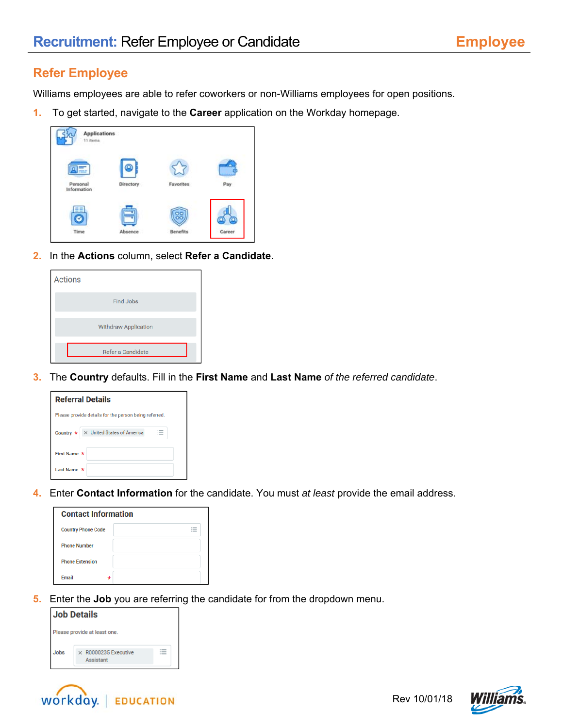# Recruitment: Refer Employee or Candidate

Employee

## Refer Employee

Williams employees are able to refer coworkers or non-Williams employees for open positions.

1. To get started, navigate to the **Career** application on the Workday homepage.

2. In the **Actions** column, select **Refer a Candidate**.

3. The **Country** defaults. Fill in the **First Name** and **Last Name** *of the referred candidate*.

4. Enter **Contact Information** for the candidate. You must *at least* provide the email address.

5. Enter the **Job** you are referring the candidate for from the dropdown menu.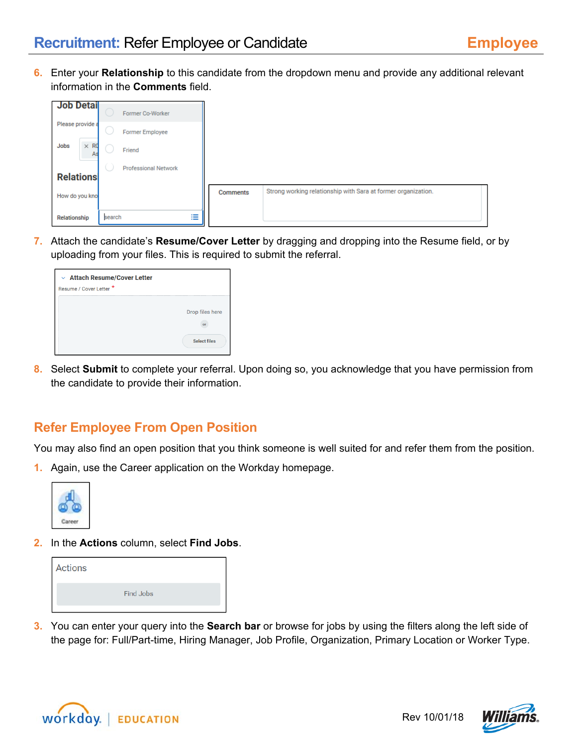6. Enter your **Relationship** to this candidate from the dropdown menu and provide any additional relevant information in the **Comments** field.

7. Attach the candidate's **Resume/Cover Letter** by dragging and dropping into the Resume field, or by uploading from your files. This is required to submit the referral.

8. Select **Submit** to complete your referral. Upon doing so, you acknowledge that you have permission from the candidate to provide their information.

## Refer Employee From Open Position

You may also find an open position that you think someone is well suited for and refer them from the position.

1. Again, use the Career application on the Workday homepage.

2. In the **Actions** column, select **Find Jobs**.

3. You can enter your query into the **Search bar** or browse for jobs by using the filters along the left side of the page for: Full/Part-time, Hiring Manager, Job Profile, Organization, Primary Location or Worker Type.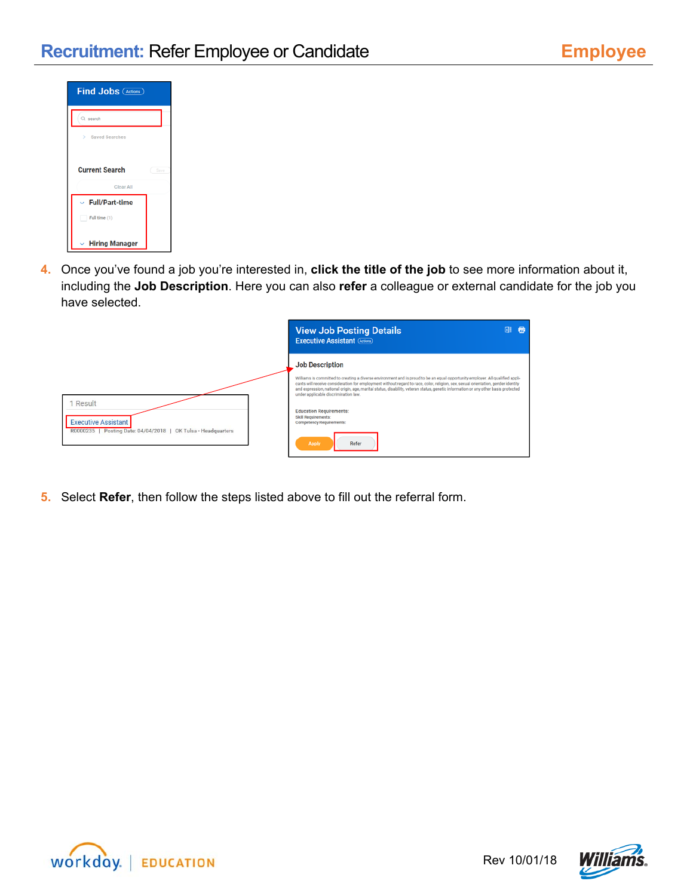4. Once you've found a job you're interested in, **click the title of the job** to see more information about it, including the **Job Description**. Here you can also **refer** a colleague or external candidate for the job you have selected.

5. Select **Refer**, then follow the steps listed above to fill out the referral form.